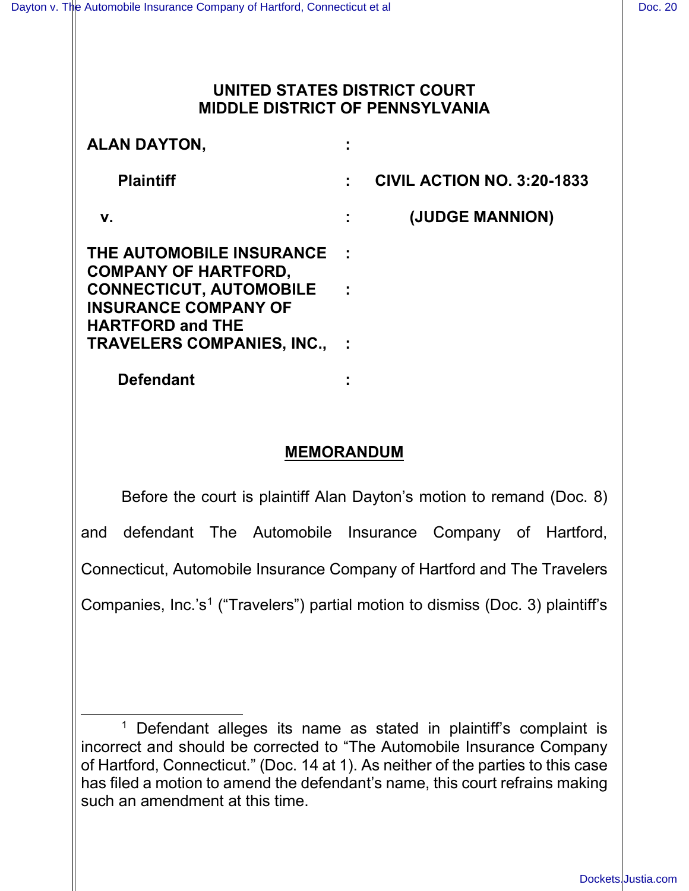**UNITED STATES DISTRICT COURT**
**MIDDLE DISTRICT OF PENNSYLVANIA**

| | | |
|---|---|---|
| **ALAN DAYTON,** | : | |
| **Plaintiff** | : | **CIVIL ACTION NO. 3:20-1833** |
| **v.** | : | **(JUDGE MANNION)** |
| **THE AUTOMOBILE INSURANCE COMPANY OF HARTFORD, CONNECTICUT, AUTOMOBILE INSURANCE COMPANY OF HARTFORD and THE TRAVELERS COMPANIES, INC.,** | : | |
| **Defendant** | : | |

## MEMORANDUM

Before the court is plaintiff Alan Dayton's motion to remand (Doc. 8) and defendant The Automobile Insurance Company of Hartford, Connecticut, Automobile Insurance Company of Hartford and The Travelers Companies, Inc.'s[1] ("Travelers") partial motion to dismiss (Doc. 3) plaintiff's

---

[1] Defendant alleges its name as stated in plaintiff's complaint is incorrect and should be corrected to "The Automobile Insurance Company of Hartford, Connecticut." (Doc. 14 at 1). As neither of the parties to this case has filed a motion to amend the defendant's name, this court refrains making such an amendment at this time.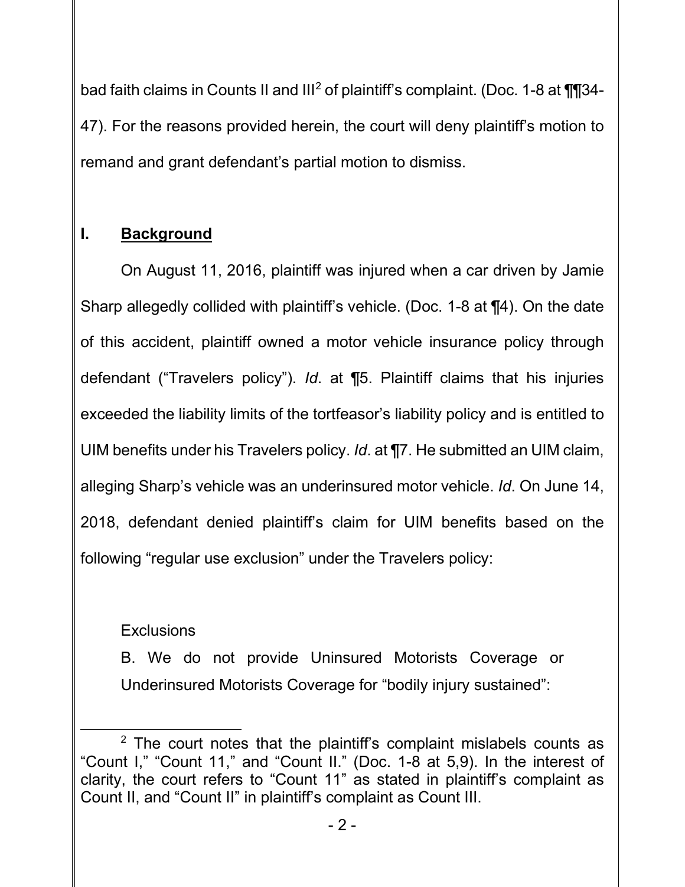bad faith claims in Counts II and III[2] of plaintiff's complaint. (Doc. 1-8 at ¶¶34-47). For the reasons provided herein, the court will deny plaintiff's motion to remand and grant defendant's partial motion to dismiss.

## I. **Background**

On August 11, 2016, plaintiff was injured when a car driven by Jamie Sharp allegedly collided with plaintiff's vehicle. (Doc. 1-8 at ¶4). On the date of this accident, plaintiff owned a motor vehicle insurance policy through defendant ("Travelers policy"). *Id*. at ¶5. Plaintiff claims that his injuries exceeded the liability limits of the tortfeasor's liability policy and is entitled to UIM benefits under his Travelers policy. *Id*. at ¶7. He submitted an UIM claim, alleging Sharp's vehicle was an underinsured motor vehicle. *Id*. On June 14, 2018, defendant denied plaintiff's claim for UIM benefits based on the following "regular use exclusion" under the Travelers policy:

> Exclusions
>
> B. We do not provide Uninsured Motorists Coverage or Underinsured Motorists Coverage for "bodily injury sustained":

[2] The court notes that the plaintiff's complaint mislabels counts as "Count I," "Count 11," and "Count II." (Doc. 1-8 at 5,9). In the interest of clarity, the court refers to "Count 11" as stated in plaintiff's complaint as Count II, and "Count II" in plaintiff's complaint as Count III.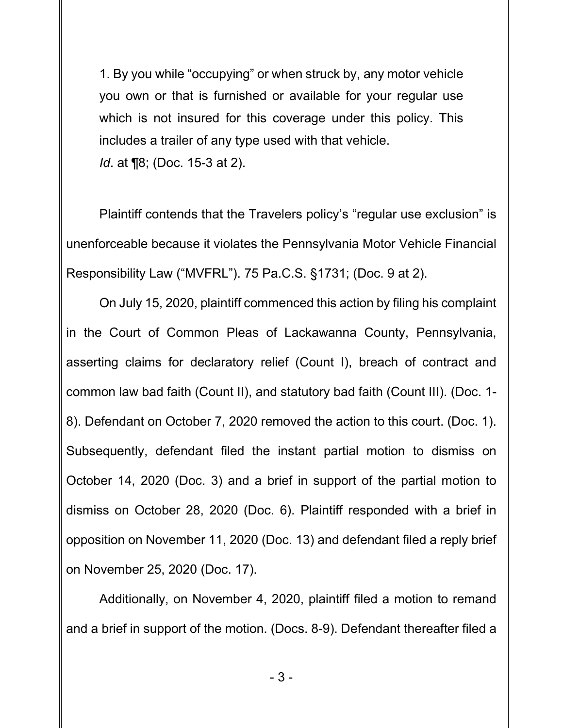> 1. By you while "occupying" or when struck by, any motor vehicle you own or that is furnished or available for your regular use which is not insured for this coverage under this policy. This includes a trailer of any type used with that vehicle.
>
> *Id*. at ¶8; (Doc. 15-3 at 2).

Plaintiff contends that the Travelers policy's "regular use exclusion" is unenforceable because it violates the Pennsylvania Motor Vehicle Financial Responsibility Law ("MVFRL"). 75 Pa.C.S. §1731; (Doc. 9 at 2).

On July 15, 2020, plaintiff commenced this action by filing his complaint in the Court of Common Pleas of Lackawanna County, Pennsylvania, asserting claims for declaratory relief (Count I), breach of contract and common law bad faith (Count II), and statutory bad faith (Count III). (Doc. 1-8). Defendant on October 7, 2020 removed the action to this court. (Doc. 1). Subsequently, defendant filed the instant partial motion to dismiss on October 14, 2020 (Doc. 3) and a brief in support of the partial motion to dismiss on October 28, 2020 (Doc. 6). Plaintiff responded with a brief in opposition on November 11, 2020 (Doc. 13) and defendant filed a reply brief on November 25, 2020 (Doc. 17).

Additionally, on November 4, 2020, plaintiff filed a motion to remand and a brief in support of the motion. (Docs. 8-9). Defendant thereafter filed a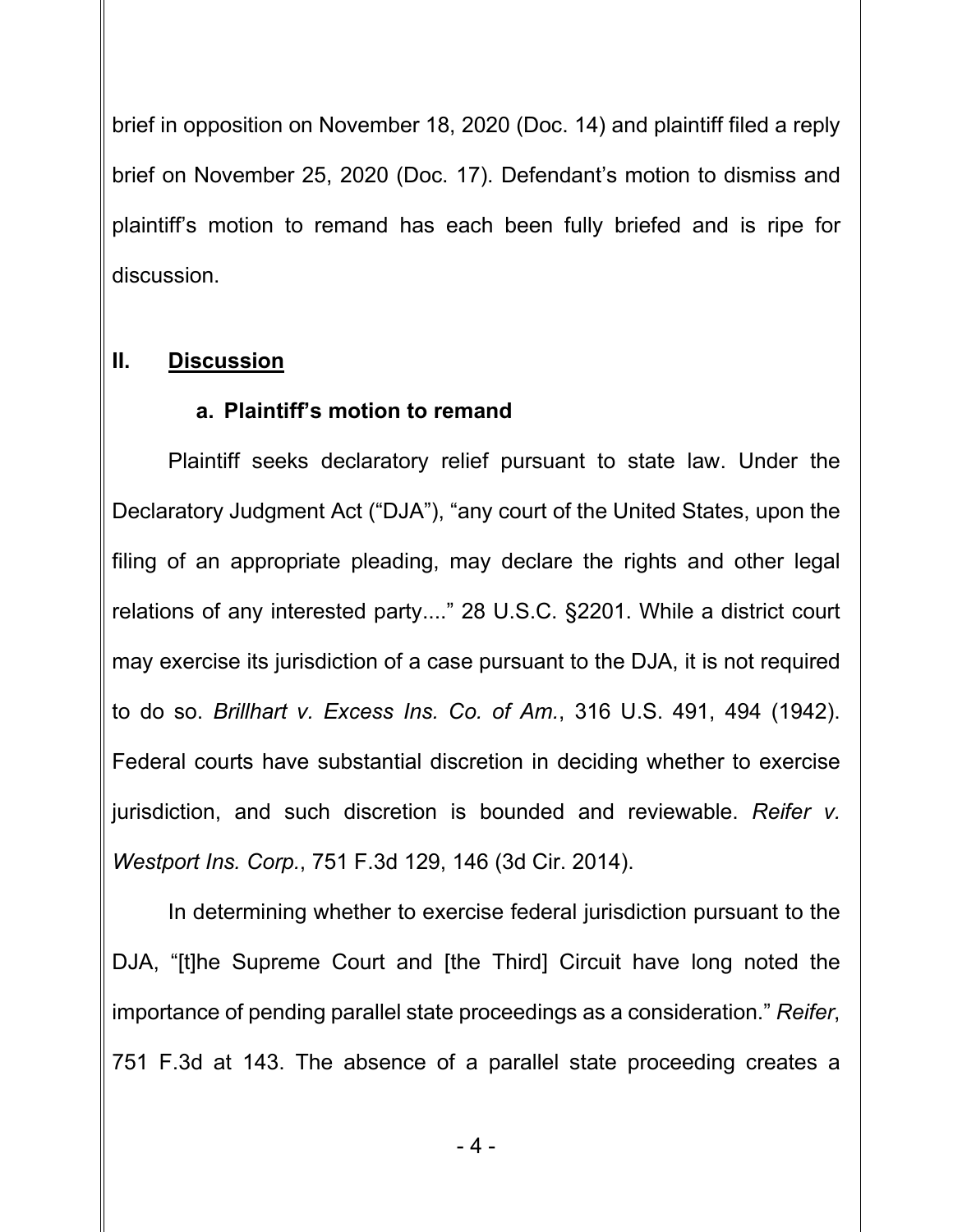brief in opposition on November 18, 2020 (Doc. 14) and plaintiff filed a reply brief on November 25, 2020 (Doc. 17). Defendant's motion to dismiss and plaintiff's motion to remand has each been fully briefed and is ripe for discussion.

## II. <u>Discussion</u>

### a. Plaintiff's motion to remand

Plaintiff seeks declaratory relief pursuant to state law. Under the Declaratory Judgment Act ("DJA"), "any court of the United States, upon the filing of an appropriate pleading, may declare the rights and other legal relations of any interested party...." 28 U.S.C. §2201. While a district court may exercise its jurisdiction of a case pursuant to the DJA, it is not required to do so. *Brillhart v. Excess Ins. Co. of Am.*, 316 U.S. 491, 494 (1942). Federal courts have substantial discretion in deciding whether to exercise jurisdiction, and such discretion is bounded and reviewable. *Reifer v. Westport Ins. Corp.*, 751 F.3d 129, 146 (3d Cir. 2014).

In determining whether to exercise federal jurisdiction pursuant to the DJA, "[t]he Supreme Court and [the Third] Circuit have long noted the importance of pending parallel state proceedings as a consideration." *Reifer*, 751 F.3d at 143. The absence of a parallel state proceeding creates a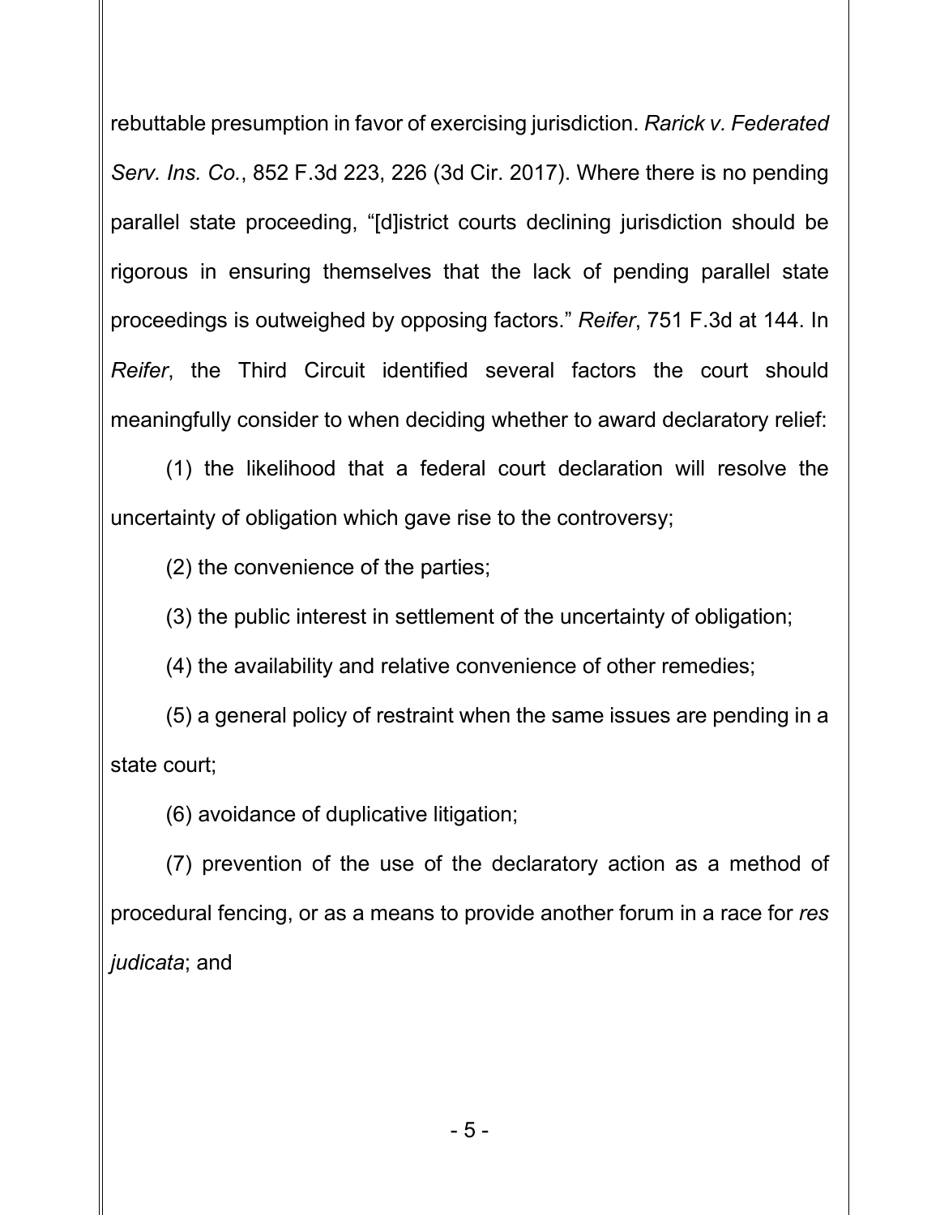rebuttable presumption in favor of exercising jurisdiction. *Rarick v. Federated Serv. Ins. Co.*, 852 F.3d 223, 226 (3d Cir. 2017). Where there is no pending parallel state proceeding, "[d]istrict courts declining jurisdiction should be rigorous in ensuring themselves that the lack of pending parallel state proceedings is outweighed by opposing factors." *Reifer*, 751 F.3d at 144. In *Reifer*, the Third Circuit identified several factors the court should meaningfully consider to when deciding whether to award declaratory relief:

(1) the likelihood that a federal court declaration will resolve the uncertainty of obligation which gave rise to the controversy;

(2) the convenience of the parties;

(3) the public interest in settlement of the uncertainty of obligation;

(4) the availability and relative convenience of other remedies;

(5) a general policy of restraint when the same issues are pending in a state court;

(6) avoidance of duplicative litigation;

(7) prevention of the use of the declaratory action as a method of procedural fencing, or as a means to provide another forum in a race for *res judicata*; and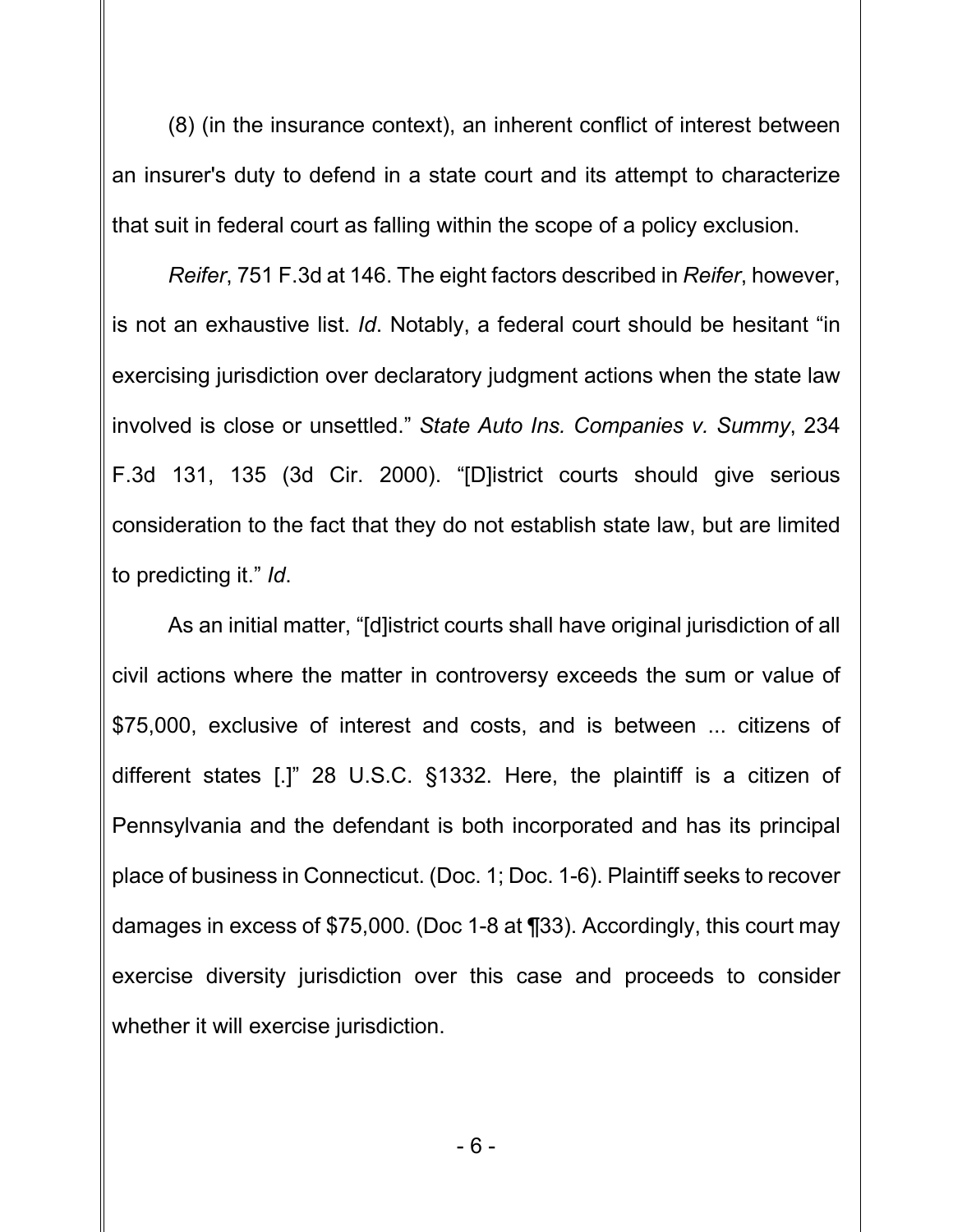(8) (in the insurance context), an inherent conflict of interest between an insurer's duty to defend in a state court and its attempt to characterize that suit in federal court as falling within the scope of a policy exclusion.

*Reifer*, 751 F.3d at 146. The eight factors described in *Reifer*, however, is not an exhaustive list. *Id*. Notably, a federal court should be hesitant "in exercising jurisdiction over declaratory judgment actions when the state law involved is close or unsettled." *State Auto Ins. Companies v. Summy*, 234 F.3d 131, 135 (3d Cir. 2000). "[D]istrict courts should give serious consideration to the fact that they do not establish state law, but are limited to predicting it." *Id*.

As an initial matter, "[d]istrict courts shall have original jurisdiction of all civil actions where the matter in controversy exceeds the sum or value of $75,000, exclusive of interest and costs, and is between ... citizens of different states [.]" 28 U.S.C. §1332. Here, the plaintiff is a citizen of Pennsylvania and the defendant is both incorporated and has its principal place of business in Connecticut. (Doc. 1; Doc. 1-6). Plaintiff seeks to recover damages in excess of $75,000. (Doc 1-8 at ¶33). Accordingly, this court may exercise diversity jurisdiction over this case and proceeds to consider whether it will exercise jurisdiction.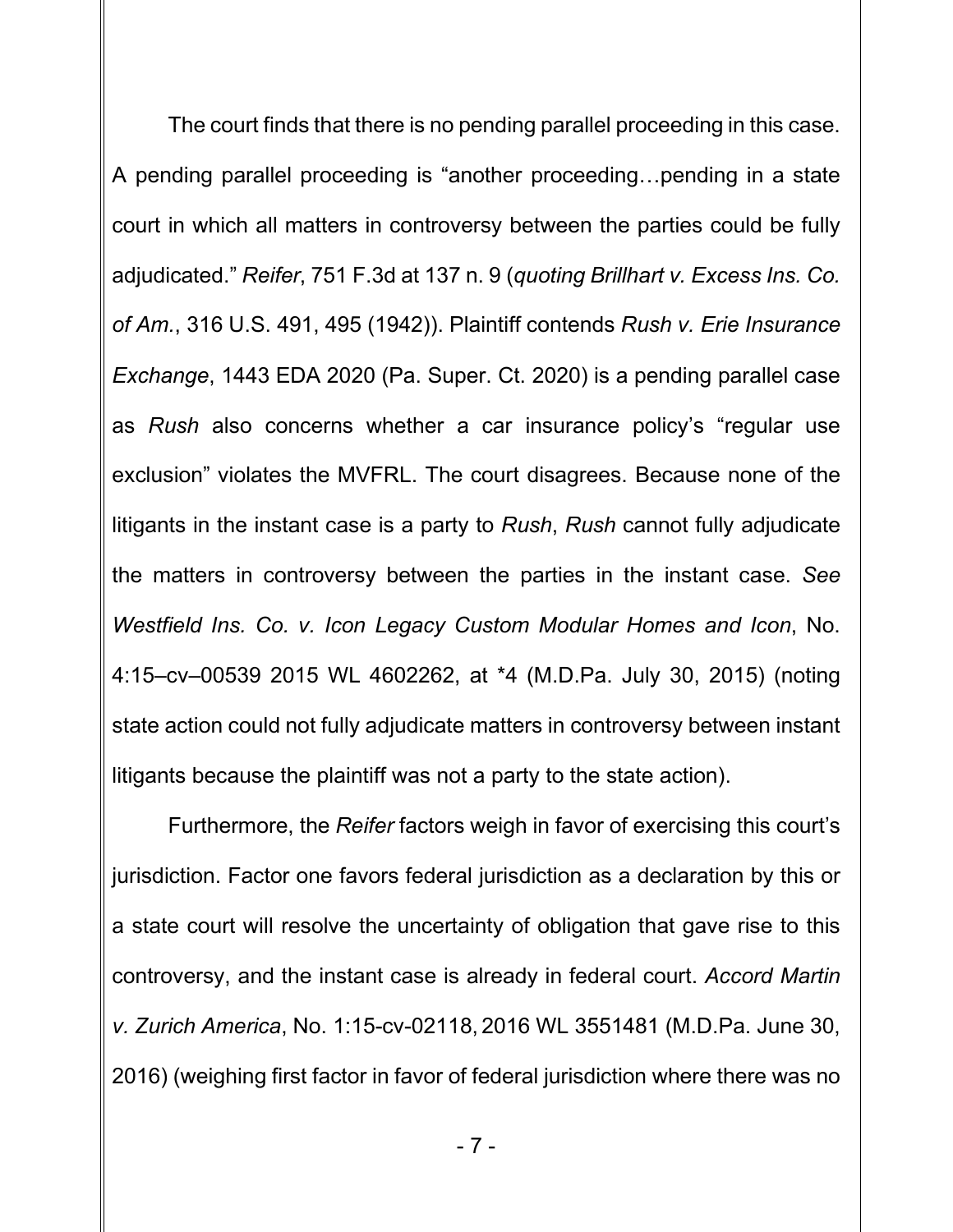The court finds that there is no pending parallel proceeding in this case. A pending parallel proceeding is "another proceeding…pending in a state court in which all matters in controversy between the parties could be fully adjudicated." *Reifer*, 751 F.3d at 137 n. 9 (*quoting Brillhart v. Excess Ins. Co. of Am.*, 316 U.S. 491, 495 (1942)). Plaintiff contends *Rush v. Erie Insurance Exchange*, 1443 EDA 2020 (Pa. Super. Ct. 2020) is a pending parallel case as *Rush* also concerns whether a car insurance policy's "regular use exclusion" violates the MVFRL. The court disagrees. Because none of the litigants in the instant case is a party to *Rush*, *Rush* cannot fully adjudicate the matters in controversy between the parties in the instant case. *See Westfield Ins. Co. v. Icon Legacy Custom Modular Homes and Icon*, No. 4:15–cv–00539 2015 WL 4602262, at *4 (M.D.Pa. July 30, 2015) (noting state action could not fully adjudicate matters in controversy between instant litigants because the plaintiff was not a party to the state action).

Furthermore, the *Reifer* factors weigh in favor of exercising this court's jurisdiction. Factor one favors federal jurisdiction as a declaration by this or a state court will resolve the uncertainty of obligation that gave rise to this controversy, and the instant case is already in federal court. *Accord Martin v. Zurich America*, No. 1:15-cv-02118, 2016 WL 3551481 (M.D.Pa. June 30, 2016) (weighing first factor in favor of federal jurisdiction where there was no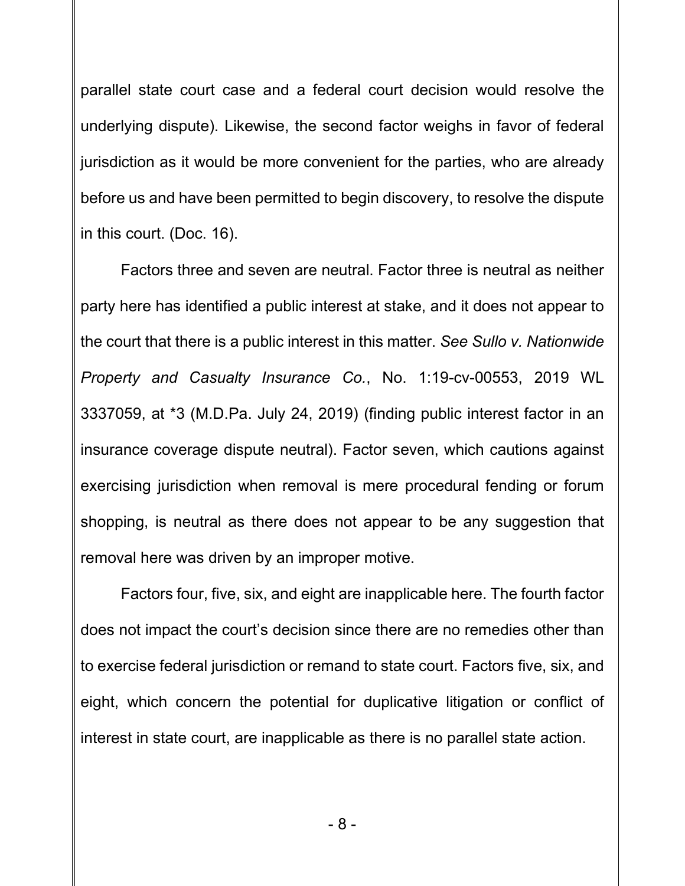parallel state court case and a federal court decision would resolve the underlying dispute). Likewise, the second factor weighs in favor of federal jurisdiction as it would be more convenient for the parties, who are already before us and have been permitted to begin discovery, to resolve the dispute in this court. (Doc. 16).

Factors three and seven are neutral. Factor three is neutral as neither party here has identified a public interest at stake, and it does not appear to the court that there is a public interest in this matter. *See Sullo v. Nationwide Property and Casualty Insurance Co.*, No. 1:19-cv-00553, 2019 WL 3337059, at *3 (M.D.Pa. July 24, 2019) (finding public interest factor in an insurance coverage dispute neutral). Factor seven, which cautions against exercising jurisdiction when removal is mere procedural fending or forum shopping, is neutral as there does not appear to be any suggestion that removal here was driven by an improper motive.

Factors four, five, six, and eight are inapplicable here. The fourth factor does not impact the court's decision since there are no remedies other than to exercise federal jurisdiction or remand to state court. Factors five, six, and eight, which concern the potential for duplicative litigation or conflict of interest in state court, are inapplicable as there is no parallel state action.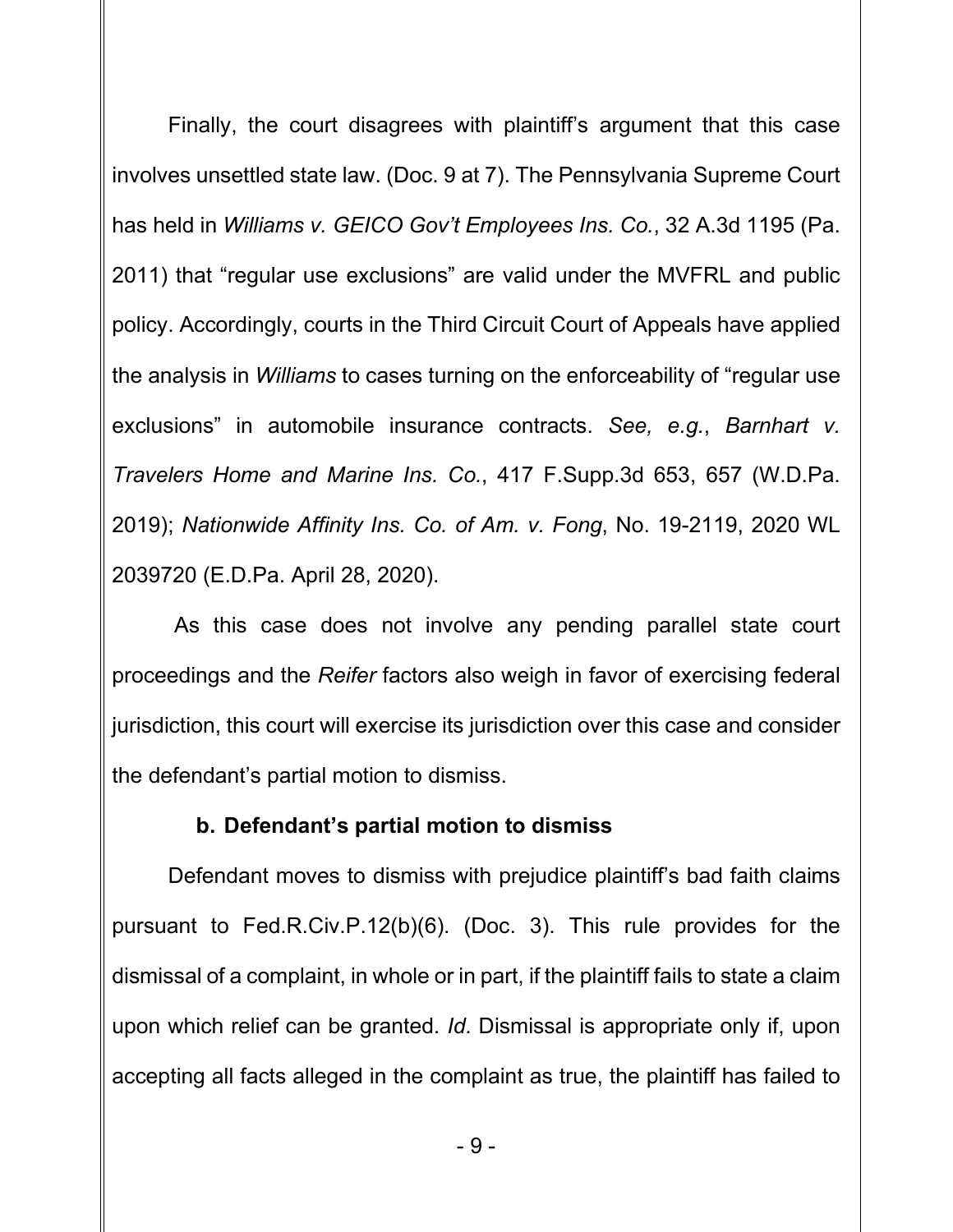Finally, the court disagrees with plaintiff's argument that this case involves unsettled state law. (Doc. 9 at 7). The Pennsylvania Supreme Court has held in *Williams v. GEICO Gov't Employees Ins. Co.*, 32 A.3d 1195 (Pa. 2011) that "regular use exclusions" are valid under the MVFRL and public policy. Accordingly, courts in the Third Circuit Court of Appeals have applied the analysis in *Williams* to cases turning on the enforceability of "regular use exclusions" in automobile insurance contracts. *See, e.g.*, *Barnhart v. Travelers Home and Marine Ins. Co.*, 417 F.Supp.3d 653, 657 (W.D.Pa. 2019); *Nationwide Affinity Ins. Co. of Am. v. Fong*, No. 19-2119, 2020 WL 2039720 (E.D.Pa. April 28, 2020).

As this case does not involve any pending parallel state court proceedings and the *Reifer* factors also weigh in favor of exercising federal jurisdiction, this court will exercise its jurisdiction over this case and consider the defendant's partial motion to dismiss.

**b. Defendant's partial motion to dismiss**

Defendant moves to dismiss with prejudice plaintiff's bad faith claims pursuant to Fed.R.Civ.P.12(b)(6). (Doc. 3). This rule provides for the dismissal of a complaint, in whole or in part, if the plaintiff fails to state a claim upon which relief can be granted. *Id*. Dismissal is appropriate only if, upon accepting all facts alleged in the complaint as true, the plaintiff has failed to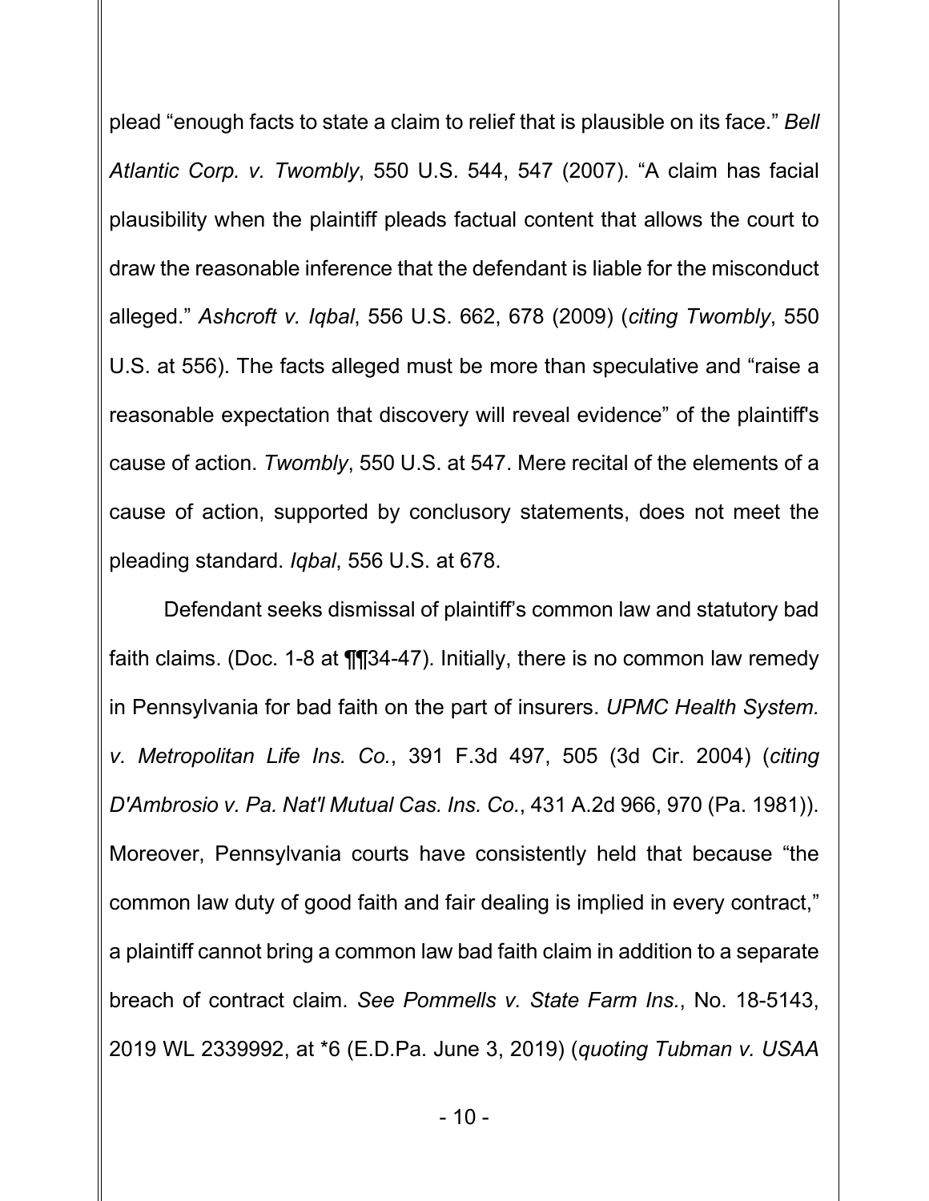plead "enough facts to state a claim to relief that is plausible on its face." *Bell Atlantic Corp. v. Twombly*, 550 U.S. 544, 547 (2007). "A claim has facial plausibility when the plaintiff pleads factual content that allows the court to draw the reasonable inference that the defendant is liable for the misconduct alleged." *Ashcroft v. Iqbal*, 556 U.S. 662, 678 (2009) (*citing Twombly*, 550 U.S. at 556). The facts alleged must be more than speculative and "raise a reasonable expectation that discovery will reveal evidence" of the plaintiff's cause of action. *Twombly*, 550 U.S. at 547. Mere recital of the elements of a cause of action, supported by conclusory statements, does not meet the pleading standard. *Iqbal*, 556 U.S. at 678.

Defendant seeks dismissal of plaintiff's common law and statutory bad faith claims. (Doc. 1-8 at ¶¶34-47). Initially, there is no common law remedy in Pennsylvania for bad faith on the part of insurers. *UPMC Health System. v. Metropolitan Life Ins. Co.*, 391 F.3d 497, 505 (3d Cir. 2004) (*citing D'Ambrosio v. Pa. Nat'l Mutual Cas. Ins. Co.*, 431 A.2d 966, 970 (Pa. 1981)). Moreover, Pennsylvania courts have consistently held that because "the common law duty of good faith and fair dealing is implied in every contract," a plaintiff cannot bring a common law bad faith claim in addition to a separate breach of contract claim. *See Pommells v. State Farm Ins.*, No. 18-5143, 2019 WL 2339992, at *6 (E.D.Pa. June 3, 2019) (*quoting Tubman v. USAA*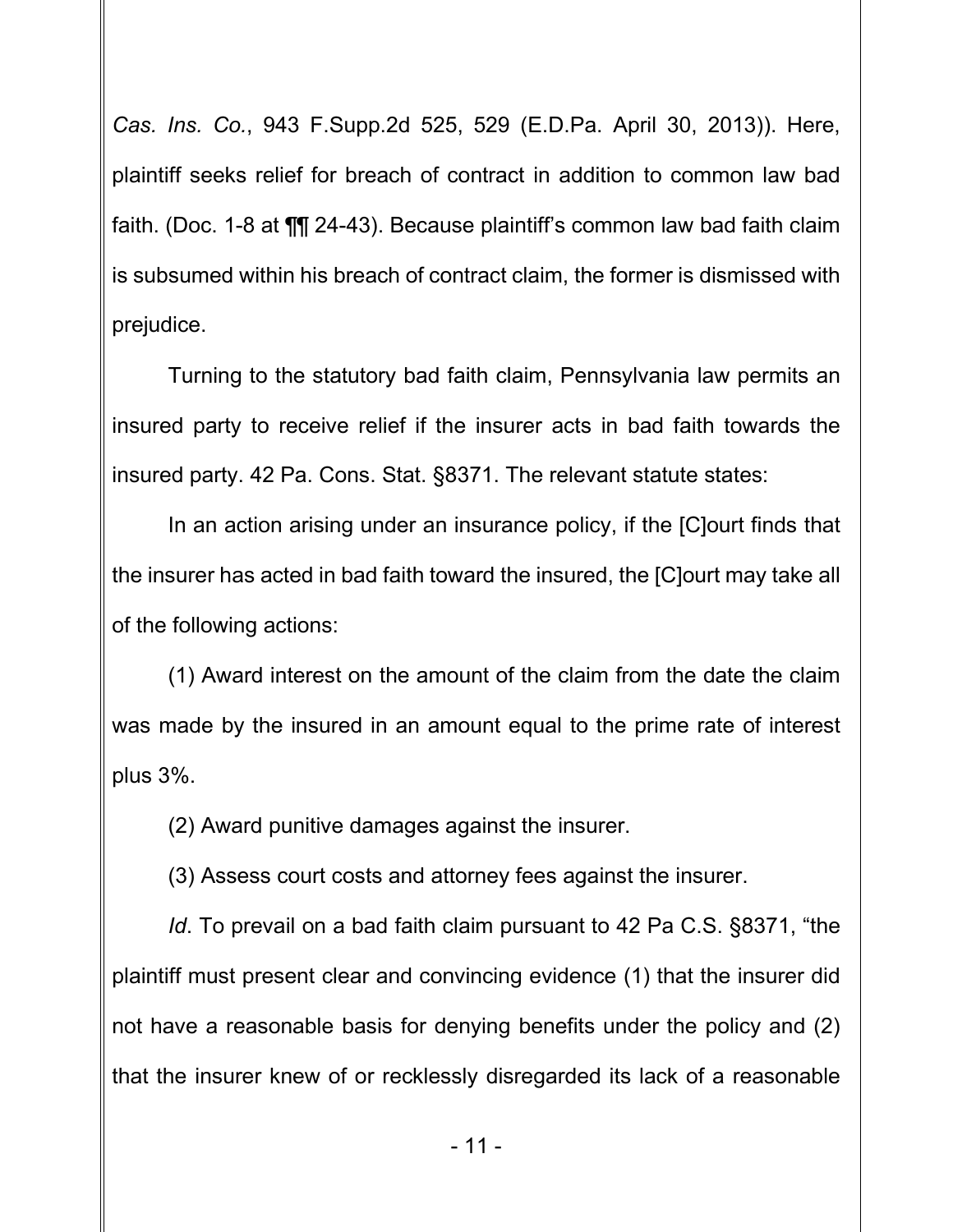*Cas. Ins. Co.*, 943 F.Supp.2d 525, 529 (E.D.Pa. April 30, 2013)). Here, plaintiff seeks relief for breach of contract in addition to common law bad faith. (Doc. 1-8 at ¶¶ 24-43). Because plaintiff's common law bad faith claim is subsumed within his breach of contract claim, the former is dismissed with prejudice.

Turning to the statutory bad faith claim, Pennsylvania law permits an insured party to receive relief if the insurer acts in bad faith towards the insured party. 42 Pa. Cons. Stat. §8371. The relevant statute states:

In an action arising under an insurance policy, if the [C]ourt finds that the insurer has acted in bad faith toward the insured, the [C]ourt may take all of the following actions:

(1) Award interest on the amount of the claim from the date the claim was made by the insured in an amount equal to the prime rate of interest plus 3%.

(2) Award punitive damages against the insurer.

(3) Assess court costs and attorney fees against the insurer.

*Id*. To prevail on a bad faith claim pursuant to 42 Pa C.S. §8371, "the plaintiff must present clear and convincing evidence (1) that the insurer did not have a reasonable basis for denying benefits under the policy and (2) that the insurer knew of or recklessly disregarded its lack of a reasonable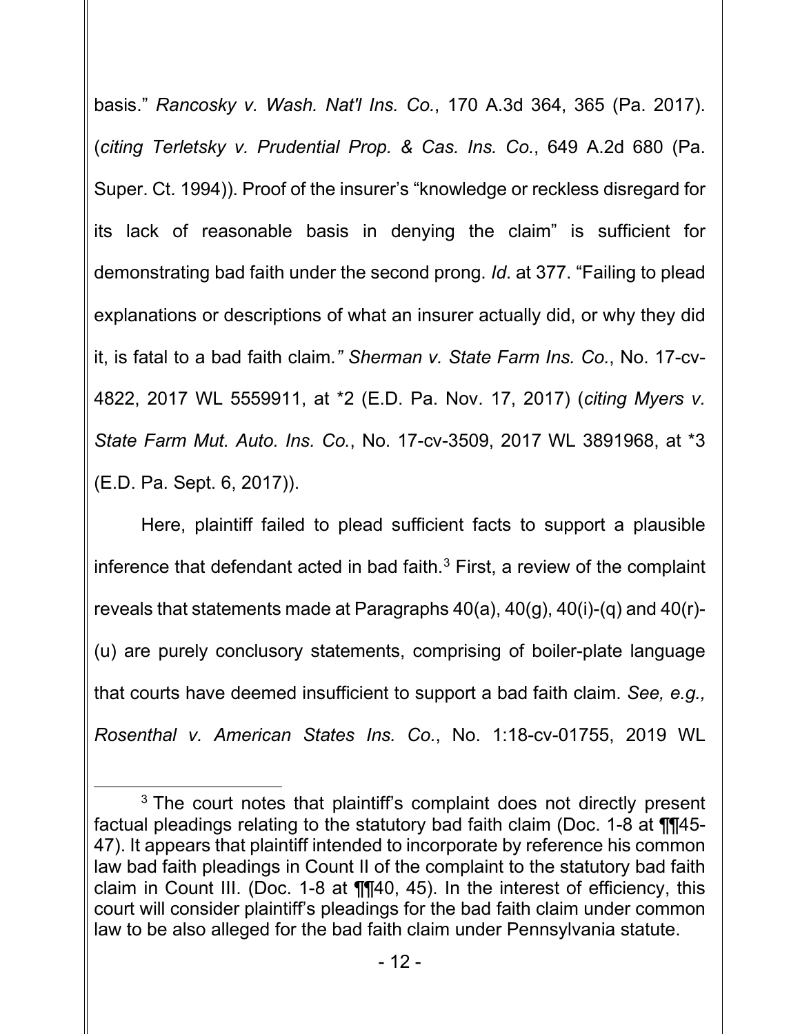basis." *Rancosky v. Wash. Nat'l Ins. Co.*, 170 A.3d 364, 365 (Pa. 2017). (*citing Terletsky v. Prudential Prop. & Cas. Ins. Co.*, 649 A.2d 680 (Pa. Super. Ct. 1994)). Proof of the insurer's "knowledge or reckless disregard for its lack of reasonable basis in denying the claim" is sufficient for demonstrating bad faith under the second prong. *Id*. at 377. "Failing to plead explanations or descriptions of what an insurer actually did, or why they did it, is fatal to a bad faith claim*." Sherman v. State Farm Ins. Co.*, No. 17-cv-4822, 2017 WL 5559911, at *2 (E.D. Pa. Nov. 17, 2017) (*citing Myers v. State Farm Mut. Auto. Ins. Co.*, No. 17-cv-3509, 2017 WL 3891968, at *3 (E.D. Pa. Sept. 6, 2017)).

Here, plaintiff failed to plead sufficient facts to support a plausible inference that defendant acted in bad faith.[3] First, a review of the complaint reveals that statements made at Paragraphs 40(a), 40(g), 40(i)-(q) and 40(r)-(u) are purely conclusory statements, comprising of boiler-plate language that courts have deemed insufficient to support a bad faith claim. *See, e.g., Rosenthal v. American States Ins. Co.*, No. 1:18-cv-01755, 2019 WL

---

[3] The court notes that plaintiff's complaint does not directly present factual pleadings relating to the statutory bad faith claim (Doc. 1-8 at ¶¶45-47). It appears that plaintiff intended to incorporate by reference his common law bad faith pleadings in Count II of the complaint to the statutory bad faith claim in Count III. (Doc. 1-8 at ¶¶40, 45). In the interest of efficiency, this court will consider plaintiff's pleadings for the bad faith claim under common law to be also alleged for the bad faith claim under Pennsylvania statute.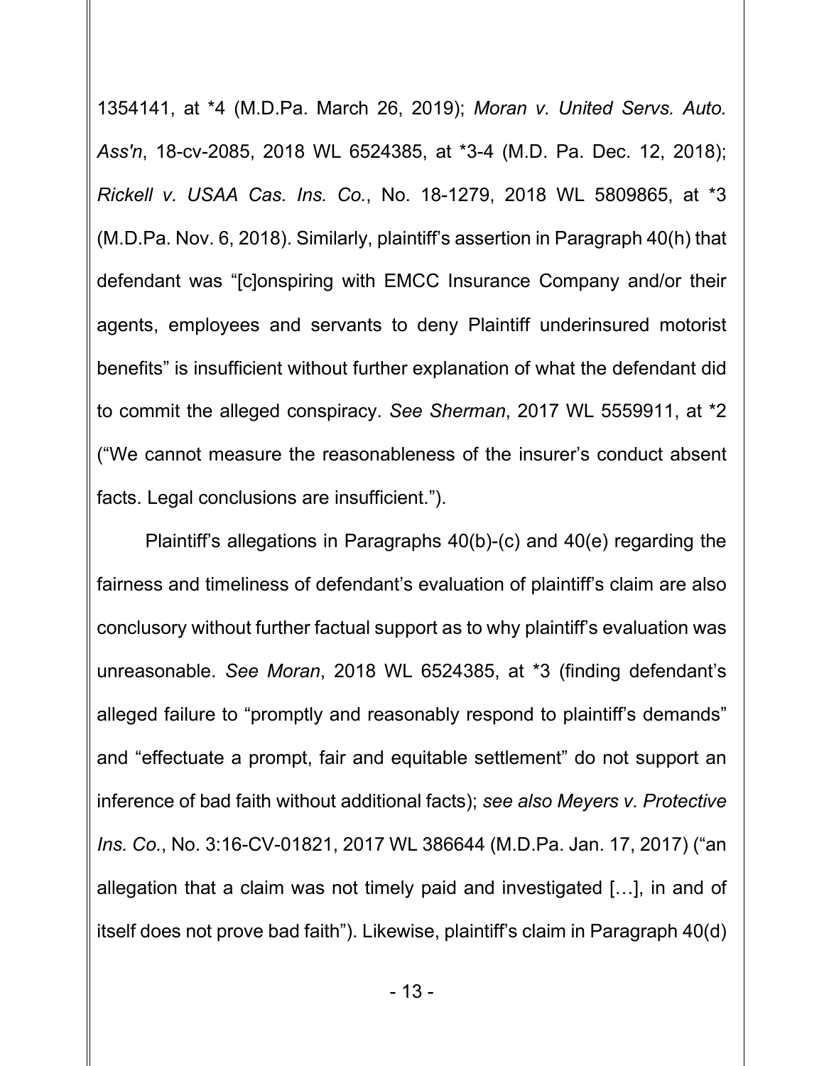1354141, at *4 (M.D.Pa. March 26, 2019); *Moran v. United Servs. Auto. Ass'n*, 18-cv-2085, 2018 WL 6524385, at *3-4 (M.D. Pa. Dec. 12, 2018); *Rickell v. USAA Cas. Ins. Co.*, No. 18-1279, 2018 WL 5809865, at *3 (M.D.Pa. Nov. 6, 2018). Similarly, plaintiff's assertion in Paragraph 40(h) that defendant was "[c]onspiring with EMCC Insurance Company and/or their agents, employees and servants to deny Plaintiff underinsured motorist benefits" is insufficient without further explanation of what the defendant did to commit the alleged conspiracy. *See Sherman*, 2017 WL 5559911, at *2 ("We cannot measure the reasonableness of the insurer's conduct absent facts. Legal conclusions are insufficient.").

Plaintiff's allegations in Paragraphs 40(b)-(c) and 40(e) regarding the fairness and timeliness of defendant's evaluation of plaintiff's claim are also conclusory without further factual support as to why plaintiff's evaluation was unreasonable. *See Moran*, 2018 WL 6524385, at *3 (finding defendant's alleged failure to "promptly and reasonably respond to plaintiff's demands" and "effectuate a prompt, fair and equitable settlement" do not support an inference of bad faith without additional facts); *see also Meyers v. Protective Ins. Co.*, No. 3:16-CV-01821, 2017 WL 386644 (M.D.Pa. Jan. 17, 2017) ("an allegation that a claim was not timely paid and investigated […], in and of itself does not prove bad faith"). Likewise, plaintiff's claim in Paragraph 40(d)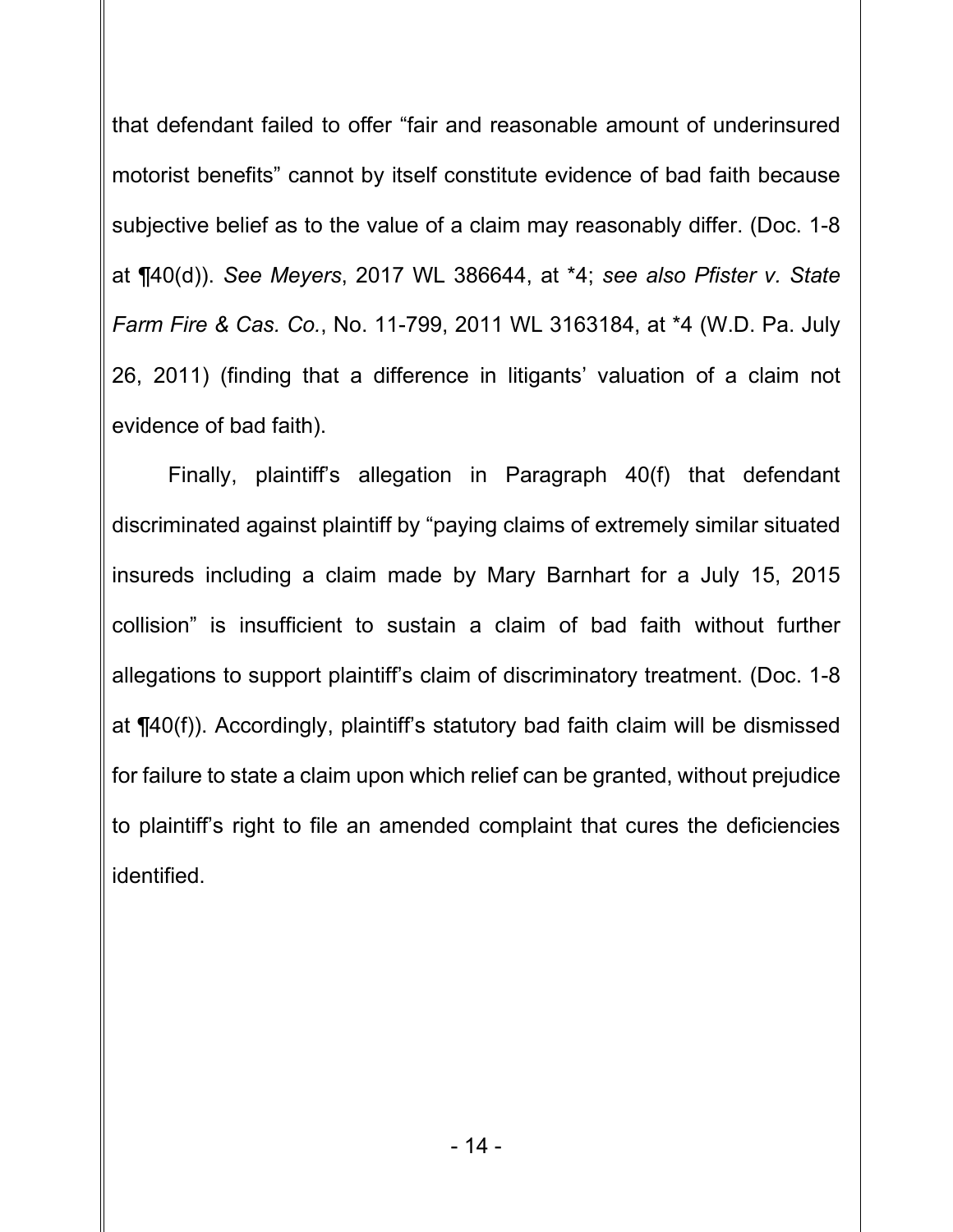that defendant failed to offer "fair and reasonable amount of underinsured motorist benefits" cannot by itself constitute evidence of bad faith because subjective belief as to the value of a claim may reasonably differ. (Doc. 1-8 at ¶40(d)). *See Meyers*, 2017 WL 386644, at *4; *see also Pfister v. State Farm Fire & Cas. Co.*, No. 11-799, 2011 WL 3163184, at *4 (W.D. Pa. July 26, 2011) (finding that a difference in litigants' valuation of a claim not evidence of bad faith).

Finally, plaintiff's allegation in Paragraph 40(f) that defendant discriminated against plaintiff by "paying claims of extremely similar situated insureds including a claim made by Mary Barnhart for a July 15, 2015 collision" is insufficient to sustain a claim of bad faith without further allegations to support plaintiff's claim of discriminatory treatment. (Doc. 1-8 at ¶40(f)). Accordingly, plaintiff's statutory bad faith claim will be dismissed for failure to state a claim upon which relief can be granted, without prejudice to plaintiff's right to file an amended complaint that cures the deficiencies identified.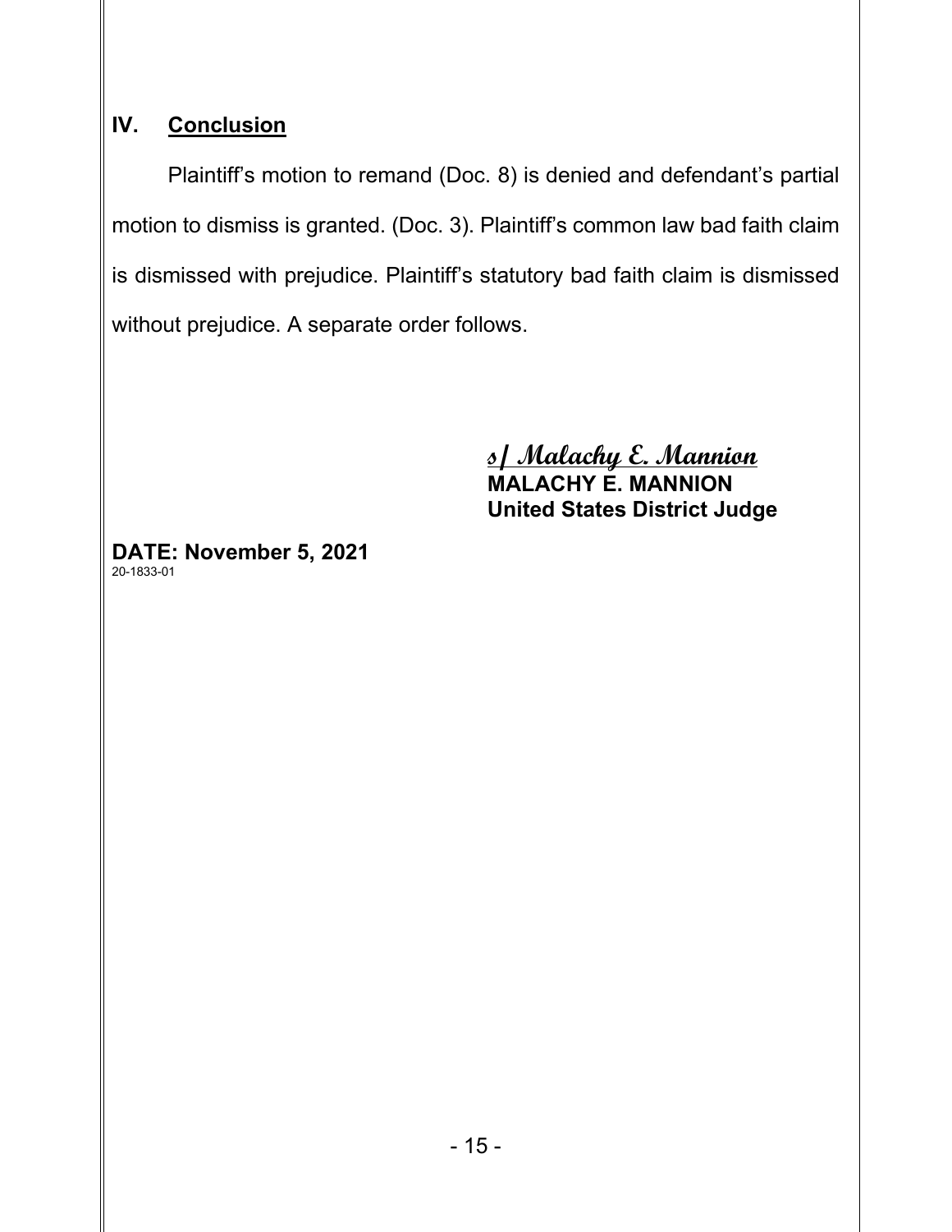## IV. Conclusion

Plaintiff's motion to remand (Doc. 8) is denied and defendant's partial motion to dismiss is granted. (Doc. 3). Plaintiff's common law bad faith claim is dismissed with prejudice. Plaintiff's statutory bad faith claim is dismissed without prejudice. A separate order follows.

*s/ Malachy E. Mannion*
**MALACHY E. MANNION**
**United States District Judge**

**DATE: November 5, 2021**
20-1833-01